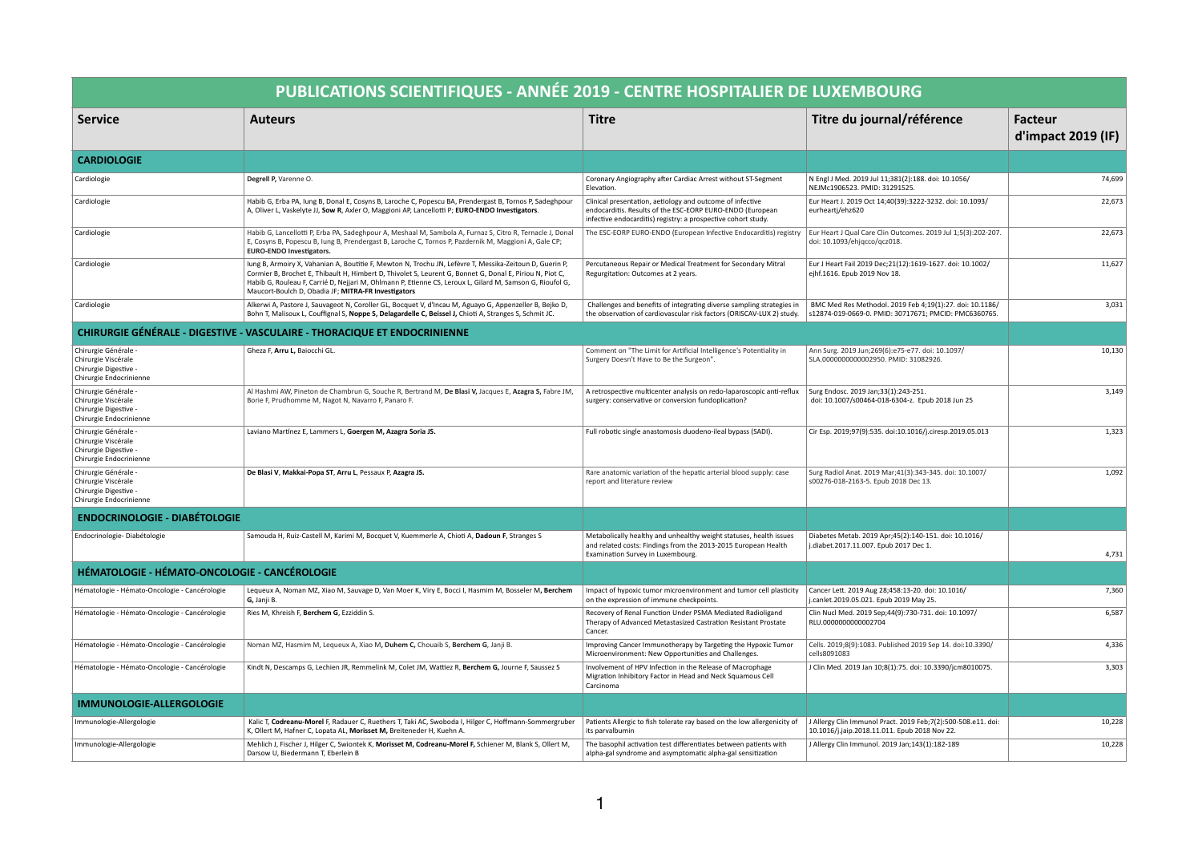# PUBLICATIONS SCIENTIFIQUES - ANNÉE 2019 - CENTRE HOSPITALIER DE LUXEMBOURG

| Service | Auteurs | Titre | Titre du journal/référence | Facteur d'impact 2019 (IF) |
|---|---|---|---|---|
| **CARDIOLOGIE** | | | | |
| Cardiologie | **Degrell P,** Varenne O. | Coronary Angiography after Cardiac Arrest without ST-Segment Elevation. | N Engl J Med. 2019 Jul 11;381(2):188. doi: 10.1056/ NEJMc1906523. PMID: 31291525. | 74,699 |
| Cardiologie | Habib G, Erba PA, Iung B, Donal E, Cosyns B, Laroche C, Popescu BA, Prendergast B, Tornos P, Sadeghpour A, Oliver L, Vaskelyte JJ, **Sow R**, Axler O, Maggioni AP, Lancellotti P; **EURO-ENDO Investigators**. | Clinical presentation, aetiology and outcome of infective endocarditis. Results of the ESC-EORP EURO-ENDO (European infective endocarditis) registry: a prospective cohort study. | Eur Heart J. 2019 Oct 14;40(39):3222-3232. doi: 10.1093/ eurheartj/ehz620 | 22,673 |
| Cardiologie | Habib G, Lancellotti P, Erba PA, Sadeghpour A, Meshaal M, Sambola A, Furnaz S, Citro R, Ternacle J, Donal E, Cosyns B, Popescu B, Iung B, Prendergast B, Laroche C, Tornos P, Pazdernik M, Maggioni A, Gale CP; **EURO-ENDO Investigators.** | The ESC-EORP EURO-ENDO (European Infective Endocarditis) registry | Eur Heart J Qual Care Clin Outcomes. 2019 Jul 1;5(3):202-207. doi: 10.1093/ehjqcco/qcz018. | 22,673 |
| Cardiologie | Iung B, Armoiry X, Vahanian A, Boutitie F, Mewton N, Trochu JN, Lefèvre T, Messika-Zeitoun D, Guerin P, Cormier B, Brochet E, Thibault H, Himbert D, Thivolet S, Leurent G, Bonnet G, Donal E, Piriou N, Piot C, Habib G, Rouleau F, Carrié D, Nejjari M, Ohlmann P, Etienne CS, Leroux L, Gilard M, Samson G, Rioufol G, Maucort-Boulch D, Obadia JF; **MITRA-FR Investigators** | Percutaneous Repair or Medical Treatment for Secondary Mitral Regurgitation: Outcomes at 2 years. | Eur J Heart Fail 2019 Dec;21(12):1619-1627. doi: 10.1002/ ejhf.1616. Epub 2019 Nov 18. | 11,627 |
| Cardiologie | Alkerwi A, Pastore J, Sauvageot N, Coroller GL, Bocquet V, d'Incau M, Aguayo G, Appenzeller B, Bejko D, Bohn T, Malisoux L, Couffignal S, **Noppe S, Delagardelle C, Beissel J,** Chioti A, Stranges S, Schmit JC. | Challenges and benefits of integrating diverse sampling strategies in the observation of cardiovascular risk factors (ORISCAV-LUX 2) study. | BMC Med Res Methodol. 2019 Feb 4;19(1):27. doi: 10.1186/ s12874-019-0669-0. PMID: 30717671; PMCID: PMC6360765. | 3,031 |
| **CHIRURGIE GÉNÉRALE - DIGESTIVE - VASCULAIRE - THORACIQUE ET ENDOCRINIENNE** | | | | |
| Chirurgie Générale - Chirurgie Viscérale Chirurgie Digestive - Chirurgie Endocrinienne | Gheza F, **Arru L,** Baiocchi GL. | Comment on "The Limit for Artificial Intelligence's Potentiality in Surgery Doesn't Have to Be the Surgeon". | Ann Surg. 2019 Jun;269(6):e75-e77. doi: 10.1097/ SLA.0000000000002950. PMID: 31082926. | 10,130 |
| Chirurgie Générale - Chirurgie Viscérale Chirurgie Digestive - Chirurgie Endocrinienne | Al Hashmi AW, Pineton de Chambrun G, Souche R, Bertrand M, **De Blasi V,** Jacques E, **Azagra S,** Fabre JM, Borie F, Prudhomme M, Nagot N, Navarro F, Panaro F. | A retrospective multicenter analysis on redo-laparoscopic anti-reflux surgery: conservative or conversion fundoplication? | Surg Endosc. 2019 Jan;33(1):243-251. doi: 10.1007/s00464-018-6304-z. Epub 2018 Jun 25 | 3,149 |
| Chirurgie Générale - Chirurgie Viscérale Chirurgie Digestive - Chirurgie Endocrinienne | Laviano Martínez E, Lammers L, **Goergen M, Azagra Soria JS.** | Full robotic single anastomosis duodeno-ileal bypass (SADI). | Cir Esp. 2019;97(9):535. doi:10.1016/j.ciresp.2019.05.013 | 1,323 |
| Chirurgie Générale - Chirurgie Viscérale Chirurgie Digestive - Chirurgie Endocrinienne | **De Blasi V**, **Makkai-Popa ST**, **Arru L**, Pessaux P, **Azagra JS.** | Rare anatomic variation of the hepatic arterial blood supply: case report and literature review | Surg Radiol Anat. 2019 Mar;41(3):343-345. doi: 10.1007/ s00276-018-2163-5. Epub 2018 Dec 13. | 1,092 |
| **ENDOCRINOLOGIE - DIABÉTOLOGIE** | | | | |
| Endocrinologie- Diabétologie | Samouda H, Ruiz-Castell M, Karimi M, Bocquet V, Kuemmerle A, Chioti A, **Dadoun F**, Stranges S | Metabolically healthy and unhealthy weight statuses, health issues and related costs: Findings from the 2013-2015 European Health Examination Survey in Luxembourg. | Diabetes Metab. 2019 Apr;45(2):140-151. doi: 10.1016/ j.diabet.2017.11.007. Epub 2017 Dec 1. | 4,731 |
| **HÉMATOLOGIE - HÉMATO-ONCOLOGIE - CANCÉROLOGIE** | | | | |
| Hématologie - Hémato-Oncologie - Cancérologie | Lequeux A, Noman MZ, Xiao M, Sauvage D, Van Moer K, Viry E, Bocci I, Hasmim M, Bosseler M, **Berchem G,** Janji B. | Impact of hypoxic tumor microenvironment and tumor cell plasticity on the expression of immune checkpoints. | Cancer Lett. 2019 Aug 28;458:13-20. doi: 10.1016/ j.canlet.2019.05.021. Epub 2019 May 25. | 7,360 |
| Hématologie - Hémato-Oncologie - Cancérologie | Ries M, Khreish F, **Berchem G**, Ezziddin S. | Recovery of Renal Function Under PSMA Mediated Radioligand Therapy of Advanced Metastasized Castration Resistant Prostate Cancer. | Clin Nucl Med. 2019 Sep;44(9):730-731. doi: 10.1097/ RLU.0000000000002704 | 6,587 |
| Hématologie - Hémato-Oncologie - Cancérologie | Noman MZ, Hasmim M, Lequeux A, Xiao M, **Duhem C,** Chouaib S, **Berchem G**, Janji B. | Improving Cancer Immunotherapy by Targeting the Hypoxic Tumor Microenvironment: New Opportunities and Challenges. | Cells. 2019;8(9):1083. Published 2019 Sep 14. doi:10.3390/ cells8091083 | 4,336 |
| Hématologie - Hémato-Oncologie - Cancérologie | Kindt N, Descamps G, Lechien JR, Remmelink M, Colet JM, Wattiez R, **Berchem G,** Journe F, Saussez S | Involvement of HPV Infection in the Release of Macrophage Migration Inhibitory Factor in Head and Neck Squamous Cell Carcinoma | J Clin Med. 2019 Jan 10;8(1):75. doi: 10.3390/jcm8010075. | 3,303 |
| **IMMUNOLOGIE-ALLERGOLOGIE** | | | | |
| Immunologie-Allergologie | Kalic T, **Codreanu-Morel** F, Radauer C, Ruethers T, Taki AC, Swoboda I, Hilger C, Hoffmann-Sommergruber K, Ollert M, Hafner C, Lopata AL, **Morisset M,** Breiteneder H, Kuehn A. | Patients Allergic to fish tolerate ray based on the low allergenicity of its parvalbumin | J Allergy Clin Immunol Pract. 2019 Feb;7(2):500-508.e11. doi: 10.1016/j.jaip.2018.11.011. Epub 2018 Nov 22. | 10,228 |
| Immunologie-Allergologie | Mehlich J, Fischer J, Hilger C, Swiontek K, **Morisset M, Codreanu-Morel F,** Schiener M, Blank S, Ollert M, Darsow U, Biedermann T, Eberlein B | The basophil activation test differentiates between patients with alpha-gal syndrome and asymptomatic alpha-gal sensitization | J Allergy Clin Immunol. 2019 Jan;143(1):182-189 | 10,228 |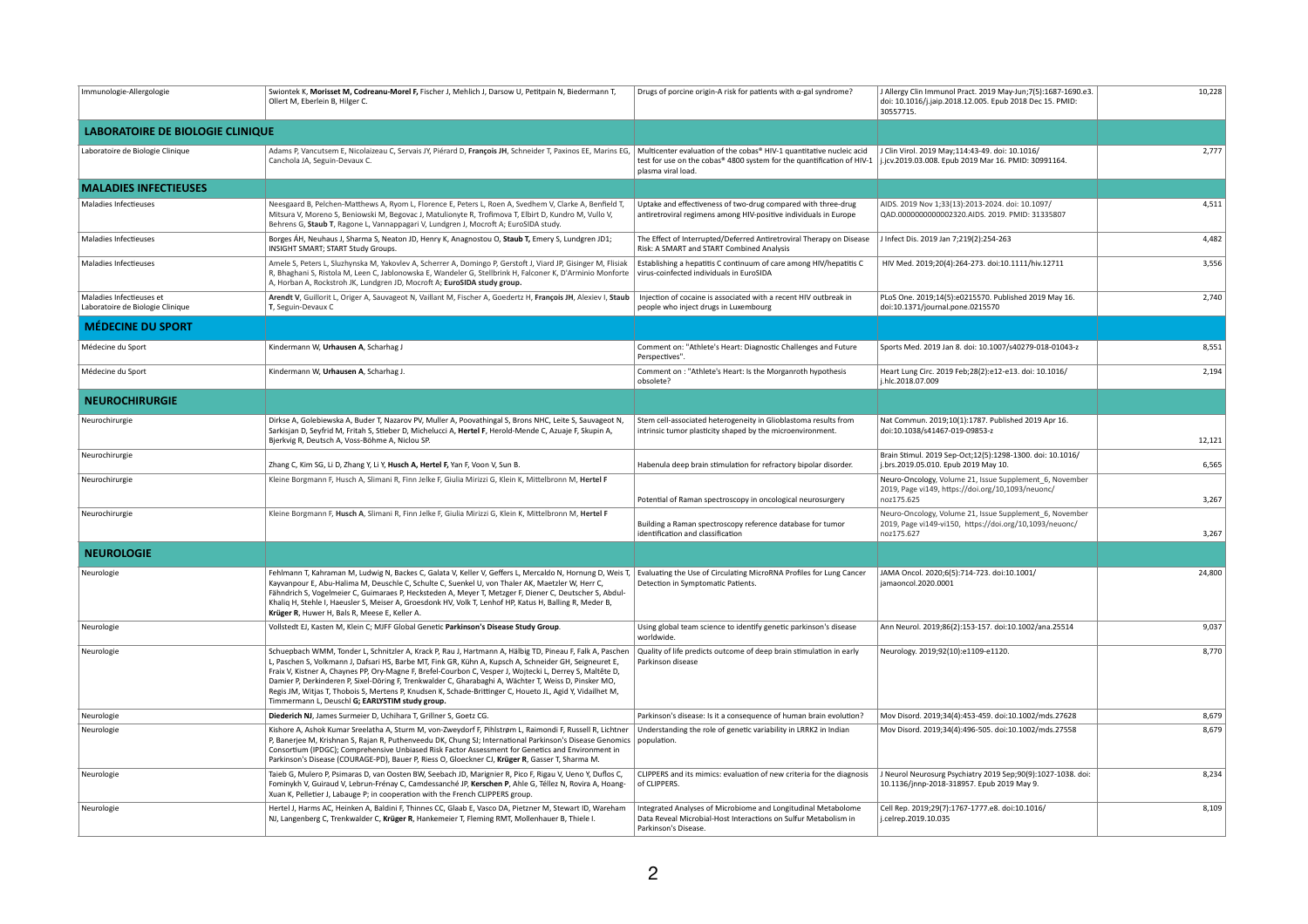| | | | | |
|---|---|---|---|---|
| Immunologie-Allergologie | Swiontek K, **Morisset M, Codreanu-Morel F,** Fischer J, Mehlich J, Darsow U, Petitpain N, Biedermann T, Ollert M, Eberlein B, Hilger C. | Drugs of porcine origin-A risk for patients with α-gal syndrome? | J Allergy Clin Immunol Pract. 2019 May-Jun;7(5):1687-1690.e3. doi: 10.1016/j.jaip.2018.12.005. Epub 2018 Dec 15. PMID: 30557715. | 10,228 |
| **LABORATOIRE DE BIOLOGIE CLINIQUE** | | | | |
| Laboratoire de Biologie Clinique | Adams P, Vancutsem E, Nicolaizeau C, Servais JY, Piérard D, **François JH**, Schneider T, Paxinos EE, Marins EG, Canchola JA, Seguin-Devaux C. | Multicenter evaluation of the cobas® HIV-1 quantitative nucleic acid test for use on the cobas® 4800 system for the quantification of HIV-1 plasma viral load. | J Clin Virol. 2019 May;114:43-49. doi: 10.1016/ j.jcv.2019.03.008. Epub 2019 Mar 16. PMID: 30991164. | 2,777 |
| **MALADIES INFECTIEUSES** | | | | |
| Maladies Infectieuses | Neesgaard B, Pelchen-Matthews A, Ryom L, Florence E, Peters L, Roen A, Svedhem V, Clarke A, Benfield T, Mitsura V, Moreno S, Beniowski M, Begovac J, Matulionyte R, Trofimova T, Elbirt D, Kundro M, Vullo V, Behrens G, **Staub T**, Ragone L, Vannappagari V, Lundgren J, Mocroft A; EuroSIDA study. | Uptake and effectiveness of two-drug compared with three-drug antiretroviral regimens among HIV-positive individuals in Europe | AIDS. 2019 Nov 1;33(13):2013-2024. doi: 10.1097/ QAD.0000000000002320.AIDS. 2019. PMID: 31335807 | 4,511 |
| Maladies Infectieuses | Borges ÁH, Neuhaus J, Sharma S, Neaton JD, Henry K, Anagnostou O, **Staub T,** Emery S, Lundgren JD1; INSIGHT SMART; START Study Groups. | The Effect of Interrupted/Deferred Antiretroviral Therapy on Disease Risk: A SMART and START Combined Analysis | J Infect Dis. 2019 Jan 7;219(2):254-263 | 4,482 |
| Maladies Infectieuses | Amele S, Peters L, Sluzhynska M, Yakovlev A, Scherrer A, Domingo P, Gerstoft J, Viard JP, Gisinger M, Flisiak R, Bhaghani S, Ristola M, Leen C, Jablonowska E, Wandeler G, Stellbrink H, Falconer K, D'Arminio Monforte A, Horban A, Rockstroh JK, Lundgren JD, Mocroft A; **EuroSIDA study group.** | Establishing a hepatitis C continuum of care among HIV/hepatitis C virus-coinfected individuals in EuroSIDA | HIV Med. 2019;20(4):264-273. doi:10.1111/hiv.12711 | 3,556 |
| Maladies Infectieuses et Laboratoire de Biologie Clinique | **Arendt V**, Guillorit L, Origer A, Sauvageot N, Vaillant M, Fischer A, Goedertz H, **François JH**, Alexiev I, **Staub T**, Seguin-Devaux C | Injection of cocaine is associated with a recent HIV outbreak in people who inject drugs in Luxembourg | PLoS One. 2019;14(5):e0215570. Published 2019 May 16. doi:10.1371/journal.pone.0215570 | 2,740 |
| **MÉDECINE DU SPORT** | | | | |
| Médecine du Sport | Kindermann W, **Urhausen A**, Scharhag J | Comment on: "Athlete's Heart: Diagnostic Challenges and Future Perspectives". | Sports Med. 2019 Jan 8. doi: 10.1007/s40279-018-01043-z | 8,551 |
| Médecine du Sport | Kindermann W, **Urhausen A**, Scharhag J. | Comment on : "Athlete's Heart: Is the Morganroth hypothesis obsolete? | Heart Lung Circ. 2019 Feb;28(2):e12-e13. doi: 10.1016/ j.hlc.2018.07.009 | 2,194 |
| **NEUROCHIRURGIE** | | | | |
| Neurochirurgie | Dirkse A, Golebiewska A, Buder T, Nazarov PV, Muller A, Poovathingal S, Brons NHC, Leite S, Sauvageot N, Sarkisjan D, Seyfrid M, Fritah S, Stieber D, Michelucci A, **Hertel F**, Herold-Mende C, Azuaje F, Skupin A, Bjerkvig R, Deutsch A, Voss-Böhme A, Niclou SP. | Stem cell-associated heterogeneity in Glioblastoma results from intrinsic tumor plasticity shaped by the microenvironment. | Nat Commun. 2019;10(1):1787. Published 2019 Apr 16. doi:10.1038/s41467-019-09853-z | 12,121 |
| Neurochirurgie | Zhang C, Kim SG, Li D, Zhang Y, Li Y, **Husch A, Hertel F,** Yan F, Voon V, Sun B. | Habenula deep brain stimulation for refractory bipolar disorder. | Brain Stimul. 2019 Sep-Oct;12(5):1298-1300. doi: 10.1016/ j.brs.2019.05.010. Epub 2019 May 10. | 6,565 |
| Neurochirurgie | Kleine Borgmann F, Husch A, Slimani R, Finn Jelke F, Giulia Mirizzi G, Klein K, Mittelbronn M, **Hertel F** | Potential of Raman spectroscopy in oncological neurosurgery | Neuro-Oncology, Volume 21, Issue Supplement_6, November 2019, Page vi149, https://doi.org/10,1093/neuonc/ noz175.625 | 3,267 |
| Neurochirurgie | Kleine Borgmann F, **Husch A**, Slimani R, Finn Jelke F, Giulia Mirizzi G, Klein K, Mittelbronn M, **Hertel F** | Building a Raman spectroscopy reference database for tumor identification and classification | Neuro-Oncology, Volume 21, Issue Supplement_6, November 2019, Page vi149-vi150, https://doi.org/10,1093/neuonc/ noz175.627 | 3,267 |
| **NEUROLOGIE** | | | | |
| Neurologie | Fehlmann T, Kahraman M, Ludwig N, Backes C, Galata V, Keller V, Geffers L, Mercaldo N, Hornung D, Weis T, Kayvanpour E, Abu-Halima M, Deuschle C, Schulte C, Suenkel U, von Thaler AK, Maetzler W, Herr C, Fähndrich S, Vogelmeier C, Guimaraes P, Hecksteden A, Meyer T, Metzger F, Diener C, Deutscher S, Abdul-Khaliq H, Stehle I, Haeusler S, Meiser A, Groesdonk HV, Volk T, Lenhof HP, Katus H, Balling R, Meder B, **Krüger R**, Huwer H, Bals R, Meese E, Keller A. | Evaluating the Use of Circulating MicroRNA Profiles for Lung Cancer Detection in Symptomatic Patients. | JAMA Oncol. 2020;6(5):714-723. doi:10.1001/ jamaoncol.2020.0001 | 24,800 |
| Neurologie | Vollstedt EJ, Kasten M, Klein C; MJFF Global Genetic **Parkinson's Disease Study Group**. | Using global team science to identify genetic parkinson's disease worldwide. | Ann Neurol. 2019;86(2):153-157. doi:10.1002/ana.25514 | 9,037 |
| Neurologie | Schuepbach WMM, Tonder L, Schnitzler A, Krack P, Rau J, Hartmann A, Hälbig TD, Pineau F, Falk A, Paschen L, Paschen S, Volkmann J, Dafsari HS, Barbe MT, Fink GR, Kühn A, Kupsch A, Schneider GH, Seigneuret E, Fraix V, Kistner A, Chaynes PP, Ory-Magne F, Brefel-Courbon C, Vesper J, Wojtecki L, Derrey S, Maltête D, Damier P, Derkinderen P, Sixel-Döring F, Trenkwalder C, Gharabaghi A, Wächter T, Weiss D, Pinsker MO, Regis JM, Witjas T, Thobois S, Mertens P, Knudsen K, Schade-Brittinger C, Houeto JL, Agid Y, Vidailhet M, Timmermann L, Deuschl **G; EARLYSTIM study group.** | Quality of life predicts outcome of deep brain stimulation in early Parkinson disease | Neurology. 2019;92(10):e1109-e1120. | 8,770 |
| Neurologie | **Diederich NJ**, James Surmeier D, Uchihara T, Grillner S, Goetz CG. | Parkinson's disease: Is it a consequence of human brain evolution? | Mov Disord. 2019;34(4):453-459. doi:10.1002/mds.27628 | 8,679 |
| Neurologie | Kishore A, Ashok Kumar Sreelatha A, Sturm M, von-Zweydorf F, Pihlstrøm L, Raimondi F, Russell R, Lichtner P, Banerjee M, Krishnan S, Rajan R, Puthenveedu DK, Chung SJ; International Parkinson's Disease Genomics Consortium (IPDGC); Comprehensive Unbiased Risk Factor Assessment for Genetics and Environment in Parkinson's Disease (COURAGE-PD), Bauer P, Riess O, Gloeckner CJ, **Krüger R**, Gasser T, Sharma M. | Understanding the role of genetic variability in LRRK2 in Indian population. | Mov Disord. 2019;34(4):496-505. doi:10.1002/mds.27558 | 8,679 |
| Neurologie | Taieb G, Mulero P, Psimaras D, van Oosten BW, Seebach JD, Marignier R, Pico F, Rigau V, Ueno Y, Duflos C, Fominykh V, Guiraud V, Lebrun-Frénay C, Camdessanché JP, **Kerschen P**, Ahle G, Téllez N, Rovira A, Hoang-Xuan K, Pelletier J, Labauge P; in cooperation with the French CLIPPERS group. | CLIPPERS and its mimics: evaluation of new criteria for the diagnosis of CLIPPERS. | J Neurol Neurosurg Psychiatry 2019 Sep;90(9):1027-1038. doi: 10.1136/jnnp-2018-318957. Epub 2019 May 9. | 8,234 |
| Neurologie | Hertel J, Harms AC, Heinken A, Baldini F, Thinnes CC, Glaab E, Vasco DA, Pietzner M, Stewart ID, Wareham NJ, Langenberg C, Trenkwalder C, **Krüger R**, Hankemeier T, Fleming RMT, Mollenhauer B, Thiele I. | Integrated Analyses of Microbiome and Longitudinal Metabolome Data Reveal Microbial-Host Interactions on Sulfur Metabolism in Parkinson's Disease. | Cell Rep. 2019;29(7):1767-1777.e8. doi:10.1016/ j.celrep.2019.10.035 | 8,109 |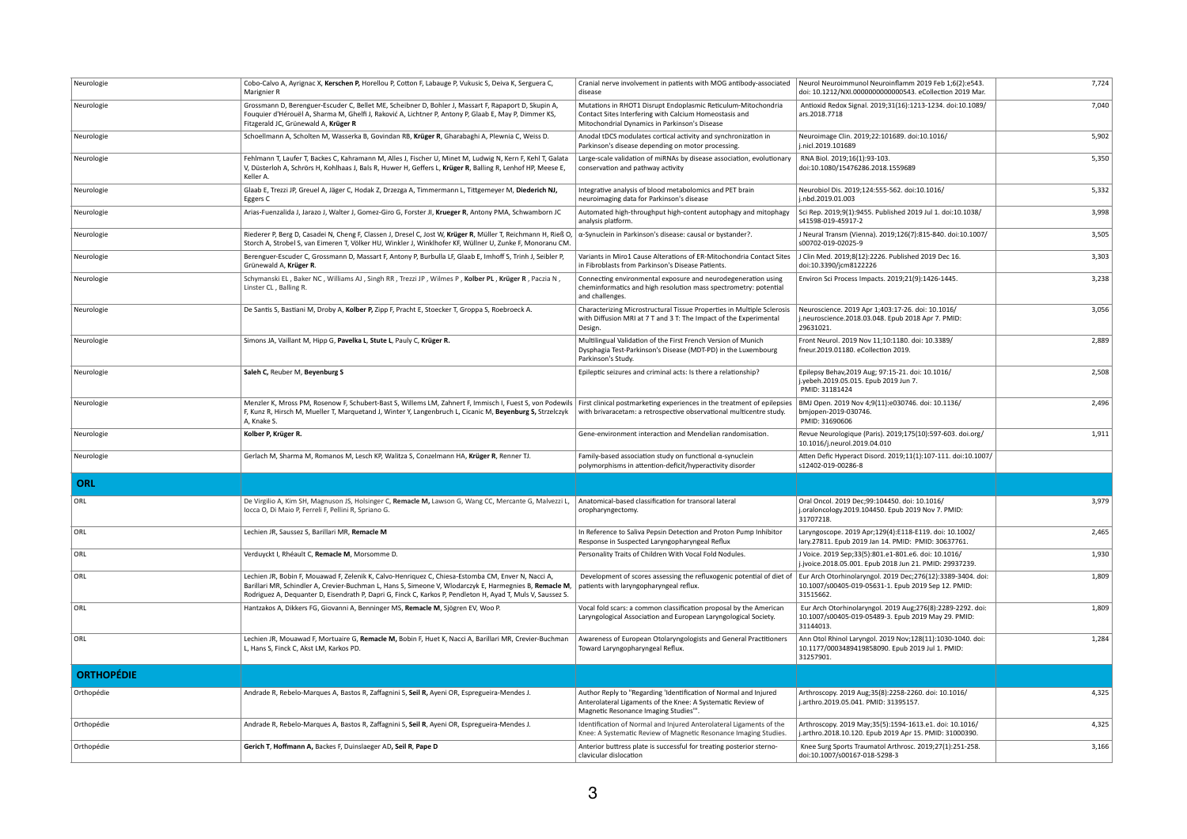| | | | | |
|---|---|---|---|---|
| Neurologie | Cobo-Calvo A, Ayrignac X, **Kerschen P,** Horellou P, Cotton F, Labauge P, Vukusic S, Deiva K, Serguera C, Marignier R | Cranial nerve involvement in patients with MOG antibody-associated disease | Neurol Neuroimmunol Neuroinflamm 2019 Feb 1;6(2):e543. doi: 10.1212/NXI.0000000000000543. eCollection 2019 Mar. | 7,724 |
| Neurologie | Grossmann D, Berenguer-Escuder C, Bellet ME, Scheibner D, Bohler J, Massart F, Rapaport D, Skupin A, Fouquier d'Hérouël A, Sharma M, Ghelfi J, Raković A, Lichtner P, Antony P, Glaab E, May P, Dimmer KS, Fitzgerald JC, Grünewald A, **Krüger R** | Mutations in RHOT1 Disrupt Endoplasmic Reticulum-Mitochondria Contact Sites Interfering with Calcium Homeostasis and Mitochondrial Dynamics in Parkinson's Disease | Antioxid Redox Signal. 2019;31(16):1213-1234. doi:10.1089/ars.2018.7718 | 7,040 |
| Neurologie | Schoellmann A, Scholten M, Wasserka B, Govindan RB, **Krüger R**, Gharabaghi A, Plewnia C, Weiss D. | Anodal tDCS modulates cortical activity and synchronization in Parkinson's disease depending on motor processing. | Neuroimage Clin. 2019;22:101689. doi:10.1016/j.nicl.2019.101689 | 5,902 |
| Neurologie | Fehlmann T, Laufer T, Backes C, Kahramann M, Alles J, Fischer U, Minet M, Ludwig N, Kern F, Kehl T, Galata V, Düsterloh A, Schrörs H, Kohlhaas J, Bals R, Huwer H, Geffers L, **Krüger R**, Balling R, Lenhof HP, Meese E, Keller A. | Large-scale validation of miRNAs by disease association, evolutionary conservation and pathway activity | RNA Biol. 2019;16(1):93-103. doi:10.1080/15476286.2018.1559689 | 5,350 |
| Neurologie | Glaab E, Trezzi JP, Greuel A, Jäger C, Hodak Z, Drzezga A, Timmermann L, Tittgemeyer M, **Diederich NJ,** Eggers C | Integrative analysis of blood metabolomics and PET brain neuroimaging data for Parkinson's disease | Neurobiol Dis. 2019;124:555-562. doi:10.1016/j.nbd.2019.01.003 | 5,332 |
| Neurologie | Arias-Fuenzalida J, Jarazo J, Walter J, Gomez-Giro G, Forster JI, **Krueger R**, Antony PMA, Schwamborn JC | Automated high-throughput high-content autophagy and mitophagy analysis platform. | Sci Rep. 2019;9(1):9455. Published 2019 Jul 1. doi:10.1038/s41598-019-45917-2 | 3,998 |
| Neurologie | Riederer P, Berg D, Casadei N, Cheng F, Classen J, Dresel C, Jost W, **Krüger R**, Müller T, Reichmann H, Rieß O, Storch A, Strobel S, van Eimeren T, Völker HU, Winkler J, Winklhofer KF, Wüllner U, Zunke F, Monoranu CM. | α-Synuclein in Parkinson's disease: causal or bystander?. | J Neural Transm (Vienna). 2019;126(7):815-840. doi:10.1007/s00702-019-02025-9 | 3,505 |
| Neurologie | Berenguer-Escuder C, Grossmann D, Massart F, Antony P, Burbulla LF, Glaab E, Imhoff S, Trinh J, Seibler P, Grünewald A, **Krüger R**. | Variants in Miro1 Cause Alterations of ER-Mitochondria Contact Sites in Fibroblasts from Parkinson's Disease Patients. | J Clin Med. 2019;8(12):2226. Published 2019 Dec 16. doi:10.3390/jcm8122226 | 3,303 |
| Neurologie | Schymanski EL , Baker NC , Williams AJ , Singh RR , Trezzi JP , Wilmes P , **Kolber PL** , **Krüger R** , Paczia N , Linster CL , Balling R. | Connecting environmental exposure and neurodegeneration using cheminformatics and high resolution mass spectrometry: potential and challenges. | Environ Sci Process Impacts. 2019;21(9):1426-1445. | 3,238 |
| Neurologie | De Santis S, Bastiani M, Droby A, **Kolber P,** Zipp F, Pracht E, Stoecker T, Groppa S, Roebroeck A. | Characterizing Microstructural Tissue Properties in Multiple Sclerosis with Diffusion MRI at 7 T and 3 T: The Impact of the Experimental Design. | Neuroscience. 2019 Apr 1;403:17-26. doi: 10.1016/j.neuroscience.2018.03.048. Epub 2018 Apr 7. PMID: 29631021. | 3,056 |
| Neurologie | Simons JA, Vaillant M, Hipp G, **Pavelka L**, **Stute L**, Pauly C, **Krüger R.** | Multilingual Validation of the First French Version of Munich Dysphagia Test-Parkinson's Disease (MDT-PD) in the Luxembourg Parkinson's Study. | Front Neurol. 2019 Nov 11;10:1180. doi: 10.3389/fneur.2019.01180. eCollection 2019. | 2,889 |
| Neurologie | **Saleh C,** Reuber M, **Beyenburg S** | Epileptic seizures and criminal acts: Is there a relationship? | Epilepsy Behav,2019 Aug; 97:15-21. doi: 10.1016/j.yebeh.2019.05.015. Epub 2019 Jun 7. PMID: 31181424 | 2,508 |
| Neurologie | Menzler K, Mross PM, Rosenow F, Schubert-Bast S, Willems LM, Zahnert F, Immisch I, Fuest S, von Podewils F, Kunz R, Hirsch M, Mueller T, Marquetand J, Winter Y, Langenbruch L, Cicanic M, **Beyenburg S,** Strzelczyk A, Knake S. | First clinical postmarketing experiences in the treatment of epilepsies with brivaracetam: a retrospective observational multicentre study. | BMJ Open. 2019 Nov 4;9(11):e030746. doi: 10.1136/bmjopen-2019-030746. PMID: 31690606 | 2,496 |
| Neurologie | **Kolber P, Krüger R.** | Gene-environment interaction and Mendelian randomisation. | Revue Neurologique (Paris). 2019;175(10):597-603. doi.org/10.1016/j.neurol.2019.04.010 | 1,911 |
| Neurologie | Gerlach M, Sharma M, Romanos M, Lesch KP, Walitza S, Conzelmann HA, **Krüger R**, Renner TJ. | Family-based association study on functional α-synuclein polymorphisms in attention-deficit/hyperactivity disorder | Atten Defic Hyperact Disord. 2019;11(1):107-111. doi:10.1007/s12402-019-00286-8 | |
| **ORL** | | | | |
| ORL | De Virgilio A, Kim SH, Magnuson JS, Holsinger C, **Remacle M,** Lawson G, Wang CC, Mercante G, Malvezzi L, Iocca O, Di Maio P, Ferreli F, Pellini R, Spriano G. | Anatomical-based classification for transoral lateral oropharyngectomy. | Oral Oncol. 2019 Dec;99:104450. doi: 10.1016/j.oraloncology.2019.104450. Epub 2019 Nov 7. PMID: 31707218. | 3,979 |
| ORL | Lechien JR, Saussez S, Barillari MR, **Remacle M** | In Reference to Saliva Pepsin Detection and Proton Pump Inhibitor Response in Suspected Laryngopharyngeal Reflux | Laryngoscope. 2019 Apr;129(4):E118-E119. doi: 10.1002/lary.27811. Epub 2019 Jan 14. PMID: PMID: 30637761. | 2,465 |
| ORL | Verduyckt I, Rhéault C, **Remacle M**, Morsomme D. | Personality Traits of Children With Vocal Fold Nodules. | J Voice. 2019 Sep;33(5):801.e1-801.e6. doi: 10.1016/j.jvoice.2018.05.001. Epub 2018 Jun 21. PMID: 29937239. | 1,930 |
| ORL | Lechien JR, Bobin F, Mouawad F, Zelenik K, Calvo-Henriquez C, Chiesa-Estomba CM, Enver N, Nacci A, Barillari MR, Schindler A, Crevier-Buchman L, Hans S, Simeone V, Wlodarczyk E, Harmegnies B, **Remacle M**, Rodriguez A, Dequanter D, Eisendrath P, Dapri G, Finck C, Karkos P, Pendleton H, Ayad T, Muls V, Saussez S. | Development of scores assessing the refluxogenic potential of diet of patients with laryngopharyngeal reflux. | Eur Arch Otorhinolaryngol. 2019 Dec;276(12):3389-3404. doi: 10.1007/s00405-019-05631-1. Epub 2019 Sep 12. PMID: 31515662. | 1,809 |
| ORL | Hantzakos A, Dikkers FG, Giovanni A, Benninger MS, **Remacle M**, Sjögren EV, Woo P. | Vocal fold scars: a common classification proposal by the American Laryngological Association and European Laryngological Society. | Eur Arch Otorhinolaryngol. 2019 Aug;276(8):2289-2292. doi: 10.1007/s00405-019-05489-3. Epub 2019 May 29. PMID: 31144013. | 1,809 |
| ORL | Lechien JR, Mouawad F, Mortuaire G, **Remacle M,** Bobin F, Huet K, Nacci A, Barillari MR, Crevier-Buchman L, Hans S, Finck C, Akst LM, Karkos PD. | Awareness of European Otolaryngologists and General Practitioners Toward Laryngopharyngeal Reflux. | Ann Otol Rhinol Laryngol. 2019 Nov;128(11):1030-1040. doi: 10.1177/0003489419858090. Epub 2019 Jul 1. PMID: 31257901. | 1,284 |
| **ORTHOPÉDIE** | | | | |
| Orthopédie | Andrade R, Rebelo-Marques A, Bastos R, Zaffagnini S, **Seil R,** Ayeni OR, Espregueira-Mendes J. | Author Reply to "Regarding 'Identification of Normal and Injured Anterolateral Ligaments of the Knee: A Systematic Review of Magnetic Resonance Imaging Studies'". | Arthroscopy. 2019 Aug;35(8):2258-2260. doi: 10.1016/j.arthro.2019.05.041. PMID: 31395157. | 4,325 |
| Orthopédie | Andrade R, Rebelo-Marques A, Bastos R, Zaffagnini S, **Seil R**, Ayeni OR, Espregueira-Mendes J. | Identification of Normal and Injured Anterolateral Ligaments of the Knee: A Systematic Review of Magnetic Resonance Imaging Studies. | Arthroscopy. 2019 May;35(5):1594-1613.e1. doi: 10.1016/j.arthro.2018.10.120. Epub 2019 Apr 15. PMID: 31000390. | 4,325 |
| Orthopédie | **Gerich T**, **Hoffmann A,** Backes F, Duinslaeger AD**, Seil R**, **Pape D** | Anterior buttress plate is successful for treating posterior sterno-clavicular dislocation | Knee Surg Sports Traumatol Arthrosc. 2019;27(1):251-258. doi:10.1007/s00167-018-5298-3 | 3,166 |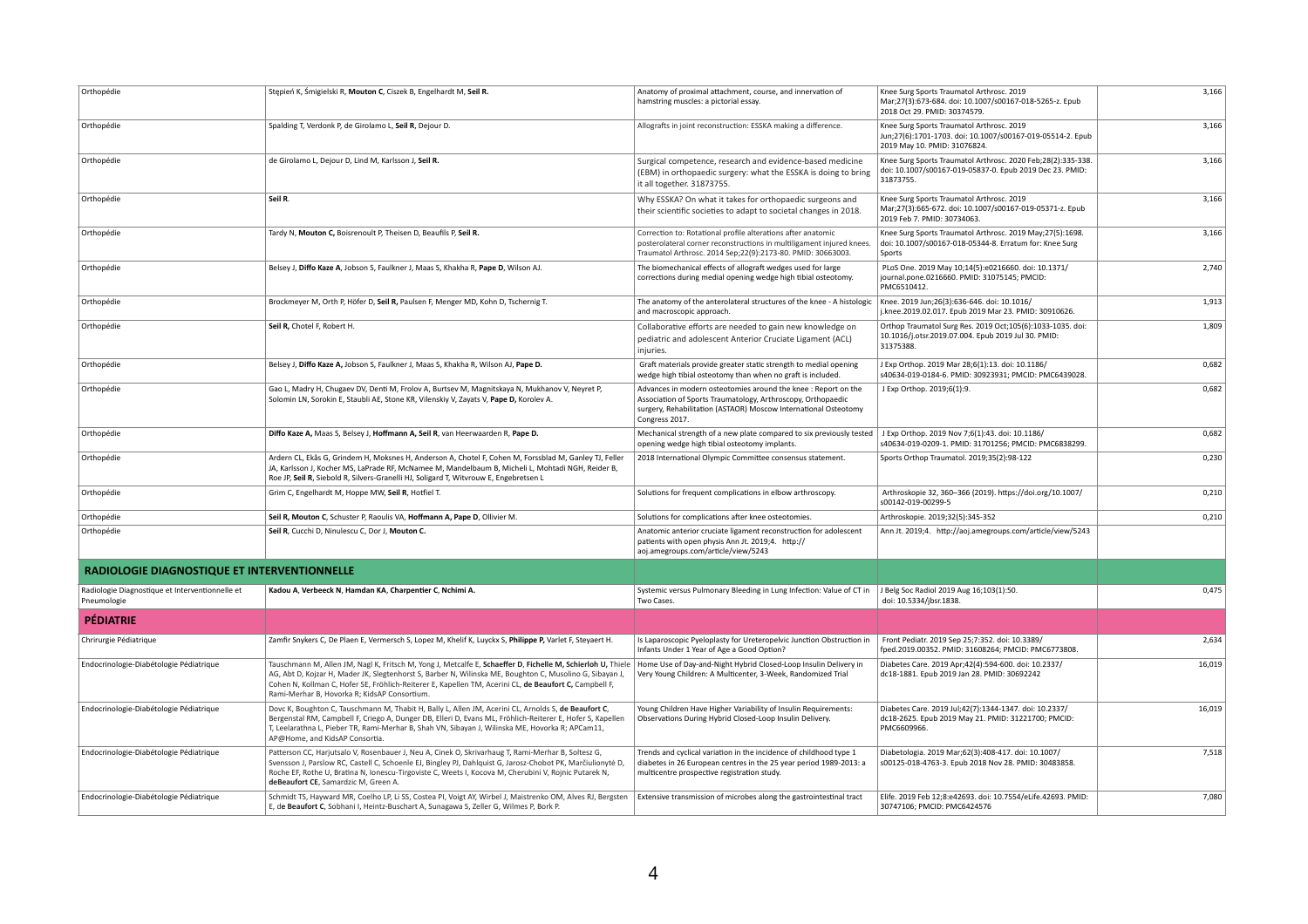| | | | | |
|---|---|---|---|---|
| Orthopédie | Stępień K, Śmigielski R, **Mouton C**, Ciszek B, Engelhardt M, **Seil R.** | Anatomy of proximal attachment, course, and innervation of hamstring muscles: a pictorial essay. | Knee Surg Sports Traumatol Arthrosc. 2019 Mar;27(3):673-684. doi: 10.1007/s00167-018-5265-z. Epub 2018 Oct 29. PMID: 30374579. | 3,166 |
| Orthopédie | Spalding T, Verdonk P, de Girolamo L, **Seil R**, Dejour D. | Allografts in joint reconstruction: ESSKA making a difference. | Knee Surg Sports Traumatol Arthrosc. 2019 Jun;27(6):1701-1703. doi: 10.1007/s00167-019-05514-2. Epub 2019 May 10. PMID: 31076824. | 3,166 |
| Orthopédie | de Girolamo L, Dejour D, Lind M, Karlsson J, **Seil R.** | Surgical competence, research and evidence-based medicine (EBM) in orthopaedic surgery: what the ESSKA is doing to bring it all together. 31873755. | Knee Surg Sports Traumatol Arthrosc. 2020 Feb;28(2):335-338. doi: 10.1007/s00167-019-05837-0. Epub 2019 Dec 23. PMID: 31873755. | 3,166 |
| Orthopédie | **Seil R**. | Why ESSKA? On what it takes for orthopaedic surgeons and their scientific societies to adapt to societal changes in 2018. | Knee Surg Sports Traumatol Arthrosc. 2019 Mar;27(3):665-672. doi: 10.1007/s00167-019-05371-z. Epub 2019 Feb 7. PMID: 30734063. | 3,166 |
| Orthopédie | Tardy N, **Mouton C,** Boisrenoult P, Theisen D, Beaufils P, **Seil R.** | Correction to: Rotational profile alterations after anatomic posterolateral corner reconstructions in multiligament injured knees. Traumatol Arthrosc. 2014 Sep;22(9):2173-80. PMID: 30663003. | Knee Surg Sports Traumatol Arthrosc. 2019 May;27(5):1698. doi: 10.1007/s00167-018-05344-8. Erratum for: Knee Surg Sports | 3,166 |
| Orthopédie | Belsey J, **Diffo Kaze A**, Jobson S, Faulkner J, Maas S, Khakha R, **Pape D**, Wilson AJ. | The biomechanical effects of allograft wedges used for large corrections during medial opening wedge high tibial osteotomy. | PLoS One. 2019 May 10;14(5):e0216660. doi: 10.1371/journal.pone.0216660. PMID: 31075145; PMCID: PMC6510412. | 2,740 |
| Orthopédie | Brockmeyer M, Orth P, Höfer D, **Seil R,** Paulsen F, Menger MD, Kohn D, Tschernig T. | The anatomy of the anterolateral structures of the knee - A histologic and macroscopic approach. | Knee. 2019 Jun;26(3):636-646. doi: 10.1016/j.knee.2019.02.017. Epub 2019 Mar 23. PMID: 30910626. | 1,913 |
| Orthopédie | **Seil R,** Chotel F, Robert H. | Collaborative efforts are needed to gain new knowledge on pediatric and adolescent Anterior Cruciate Ligament (ACL) injuries. | Orthop Traumatol Surg Res. 2019 Oct;105(6):1033-1035. doi: 10.1016/j.otsr.2019.07.004. Epub 2019 Jul 30. PMID: 31375388. | 1,809 |
| Orthopédie | Belsey J, **Diffo Kaze A,** Jobson S, Faulkner J, Maas S, Khakha R, Wilson AJ, **Pape D.** | Graft materials provide greater static strength to medial opening wedge high tibial osteotomy than when no graft is included. | J Exp Orthop. 2019 Mar 28;6(1):13. doi: 10.1186/s40634-019-0184-6. PMID: 30923931; PMCID: PMC6439028. | 0,682 |
| Orthopédie | Gao L, Madry H, Chugaev DV, Denti M, Frolov A, Burtsev M, Magnitskaya N, Mukhanov V, Neyret P, Solomin LN, Sorokin E, Staubli AE, Stone KR, Vilenskiy V, Zayats V, **Pape D,** Korolev A. | Advances in modern osteotomies around the knee : Report on the Association of Sports Traumatology, Arthroscopy, Orthopaedic surgery, Rehabilitation (ASTAOR) Moscow International Osteotomy Congress 2017. | J Exp Orthop. 2019;6(1):9. | 0,682 |
| Orthopédie | **Diffo Kaze A,** Maas S, Belsey J, **Hoffmann A, Seil R**, van Heerwaarden R, **Pape D.** | Mechanical strength of a new plate compared to six previously tested opening wedge high tibial osteotomy implants. | J Exp Orthop. 2019 Nov 7;6(1):43. doi: 10.1186/s40634-019-0209-1. PMID: 31701256; PMCID: PMC6838299. | 0,682 |
| Orthopédie | Ardern CL, Ekås G, Grindem H, Moksnes H, Anderson A, Chotel F, Cohen M, Forssblad M, Ganley TJ, Feller JA, Karlsson J, Kocher MS, LaPrade RF, McNamee M, Mandelbaum B, Micheli L, Mohtadi NGH, Reider B, Roe JP, **Seil R**, Siebold R, Silvers-Granelli HJ, Soligard T, Witvrouw E, Engebretsen L | 2018 International Olympic Committee consensus statement. | Sports Orthop Traumatol. 2019;35(2):98-122 | 0,230 |
| Orthopédie | Grim C, Engelhardt M, Hoppe MW, **Seil R**, Hotfiel T. | Solutions for frequent complications in elbow arthroscopy. | Arthroskopie 32, 360–366 (2019). https://doi.org/10.1007/s00142-019-00299-5 | 0,210 |
| Orthopédie | **Seil R, Mouton C**, Schuster P, Raoulis VA, **Hoffmann A, Pape D**, Ollivier M. | Solutions for complications after knee osteotomies. | Arthroskopie. 2019;32(5):345-352 | 0,210 |
| Orthopédie | **Seil R**, Cucchi D, Ninulescu C, Dor J, **Mouton C.** | Anatomic anterior cruciate ligament reconstruction for adolescent patients with open physis Ann Jt. 2019;4. http://aoj.amegroups.com/article/view/5243 | Ann Jt. 2019;4. http://aoj.amegroups.com/article/view/5243 | |
| **RADIOLOGIE DIAGNOSTIQUE ET INTERVENTIONNELLE** | | | | |
| Radiologie Diagnostique et Interventionnelle et Pneumologie | **Kadou A, Verbeeck N, Hamdan KA, Charpentier C, Nchimi A.** | Systemic versus Pulmonary Bleeding in Lung Infection: Value of CT in Two Cases. | J Belg Soc Radiol 2019 Aug 16;103(1):50. doi: 10.5334/jbsr.1838. | 0,475 |
| **PÉDIATRIE** | | | | |
| Chrirurgie Pédiatrique | Zamfir Snykers C, De Plaen E, Vermersch S, Lopez M, Khelif K, Luyckx S, **Philippe P,** Varlet F, Steyaert H. | Is Laparoscopic Pyeloplasty for Ureteropelvic Junction Obstruction in Infants Under 1 Year of Age a Good Option? | Front Pediatr. 2019 Sep 25;7:352. doi: 10.3389/fped.2019.00352. PMID: 31608264; PMCID: PMC6773808. | 2,634 |
| Endocrinologie-Diabétologie Pédiatrique | Tauschmann M, Allen JM, Nagl K, Fritsch M, Yong J, Metcalfe E, **Schaeffer D, Fichelle M, Schierloh U,** Thiele AG, Abt D, Kojzar H, Mader JK, Slegtenhorst S, Barber N, Wilinska ME, Boughton C, Musolino G, Sibayan J, Cohen N, Kollman C, Hofer SE, Fröhlich-Reiterer E, Kapellen TM, Acerini CL, **de Beaufort C,** Campbell F, Rami-Merhar B, Hovorka R; KidsAP Consortium. | Home Use of Day-and-Night Hybrid Closed-Loop Insulin Delivery in Very Young Children: A Multicenter, 3-Week, Randomized Trial | Diabetes Care. 2019 Apr;42(4):594-600. doi: 10.2337/dc18-1881. Epub 2019 Jan 28. PMID: 30692242 | 16,019 |
| Endocrinologie-Diabétologie Pédiatrique | Dovc K, Boughton C, Tauschmann M, Thabit H, Bally L, Allen JM, Acerini CL, Arnolds S, **de Beaufort C**, Bergenstal RM, Campbell F, Criego A, Dunger DB, Elleri D, Evans ML, Fröhlich-Reiterer E, Hofer S, Kapellen T, Leelarathna L, Pieber TR, Rami-Merhar B, Shah VN, Sibayan J, Wilinska ME, Hovorka R; APCam11, AP@Home, and KidsAP Consortia. | Young Children Have Higher Variability of Insulin Requirements: Observations During Hybrid Closed-Loop Insulin Delivery. | Diabetes Care. 2019 Jul;42(7):1344-1347. doi: 10.2337/dc18-2625. Epub 2019 May 21. PMID: 31221700; PMCID: PMC6609966. | 16,019 |
| Endocrinologie-Diabétologie Pédiatrique | Patterson CC, Harjutsalo V, Rosenbauer J, Neu A, Cinek O, Skrivarhaug T, Rami-Merhar B, Soltesz G, Svensson J, Parslow RC, Castell C, Schoenle EJ, Bingley PJ, Dahlquist G, Jarosz-Chobot PK, Marčiulionytė D, Roche EF, Rothe U, Bratina N, Ionescu-Tirgoviste C, Weets I, Kocova M, Cherubini V, Rojnic Putarek N, **deBeaufort CE**, Samardzic M, Green A. | Trends and cyclical variation in the incidence of childhood type 1 diabetes in 26 European centres in the 25 year period 1989-2013: a multicentre prospective registration study. | Diabetologia. 2019 Mar;62(3):408-417. doi: 10.1007/s00125-018-4763-3. Epub 2018 Nov 28. PMID: 30483858. | 7,518 |
| Endocrinologie-Diabétologie Pédiatrique | Schmidt TS, Hayward MR, Coelho LP, Li SS, Costea PI, Voigt AY, Wirbel J, Maistrenko OM, Alves RJ, Bergsten E, **de Beaufort C**, Sobhani I, Heintz-Buschart A, Sunagawa S, Zeller G, Wilmes P, Bork P. | Extensive transmission of microbes along the gastrointestinal tract | Elife. 2019 Feb 12;8:e42693. doi: 10.7554/eLife.42693. PMID: 30747106; PMCID: PMC6424576 | 7,080 |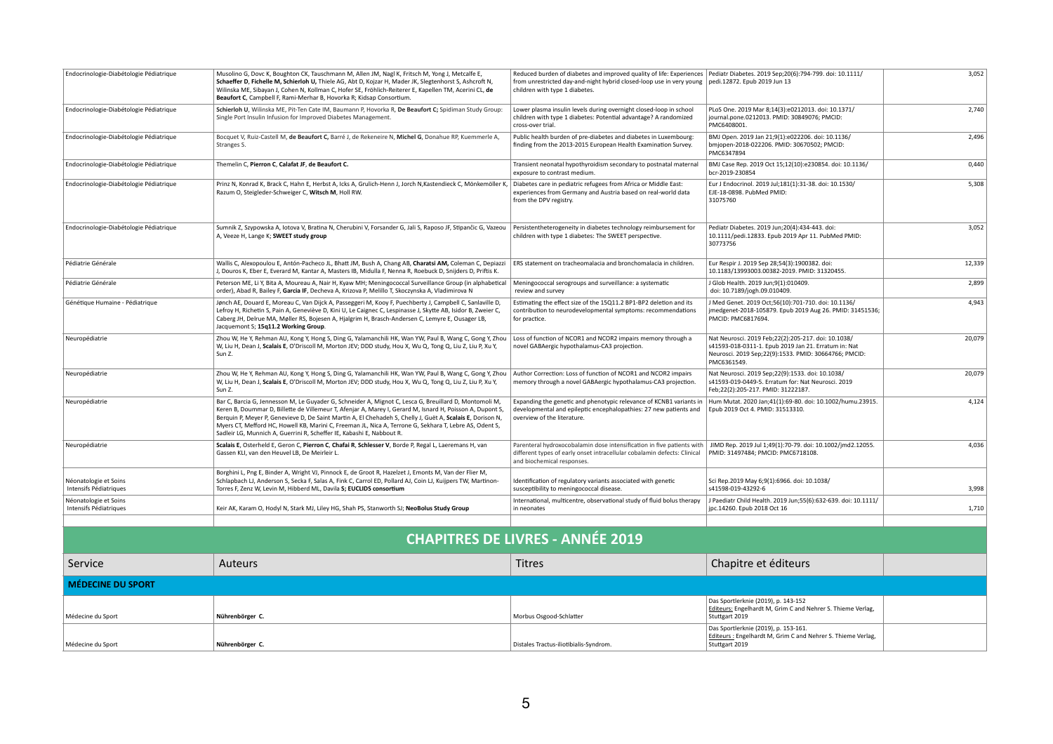| Endocrinologie-Diabétologie Pédiatrique | Musolino G, Dovc K, Boughton CK, Tauschmann M, Allen JM, Nagl K, Fritsch M, Yong J, Metcalfe E, **Schaeffer D**, **Fichelle M**, **Schierloh U**, Thiele AG, Abt D, Kojzar H, Mader JK, Slegtenhorst S, Ashcroft N, Wilinska ME, Sibayan J, Cohen N, Kollman C, Hofer SE, Fröhlich-Reiterer E, Kapellen TM, Acerini CL, **de Beaufort C**, Campbell F, Rami-Merhar B, Hovorka R; Kidsap Consortium. | Reduced burden of diabetes and improved quality of life: Experiences from unrestricted day-and-night hybrid closed-loop use in very young children with type 1 diabetes. | Pediatr Diabetes. 2019 Sep;20(6):794-799. doi: 10.1111/ pedi.12872. Epub 2019 Jun 13 | 3,052 |
|---|---|---|---|---|
| Endocrinologie-Diabétologie Pédiatrique | **Schierloh U**, Wilinska ME, Pit-Ten Cate IM, Baumann P, Hovorka R, **De Beaufort C**; Spidiman Study Group: Single Port Insulin Infusion for Improved Diabetes Management. | Lower plasma insulin levels during overnight closed-loop in school children with type 1 diabetes: Potential advantage? A randomized cross-over trial. | PLoS One. 2019 Mar 8;14(3):e0212013. doi: 10.1371/ journal.pone.0212013. PMID: 30849076; PMCID: PMC6408001. | 2,740 |
| Endocrinologie-Diabétologie Pédiatrique | Bocquet V, Ruiz-Castell M, **de Beaufort C**, Barré J, de Rekeneire N, **Michel G**, Donahue RP, Kuemmerle A, Stranges S. | Public health burden of pre-diabetes and diabetes in Luxembourg: finding from the 2013-2015 European Health Examination Survey. | BMJ Open. 2019 Jan 21;9(1):e022206. doi: 10.1136/ bmjopen-2018-022206. PMID: 30670502; PMCID: PMC6347894 | 2,496 |
| Endocrinologie-Diabétologie Pédiatrique | Themelin C, **Pierron C**, **Calafat JF**, **de Beaufort C.** | Transient neonatal hypothyroidism secondary to postnatal maternal exposure to contrast medium. | BMJ Case Rep. 2019 Oct 15;12(10):e230854. doi: 10.1136/ bcr-2019-230854 | 0,440 |
| Endocrinologie-Diabétologie Pédiatrique | Prinz N, Konrad K, Brack C, Hahn E, Herbst A, Icks A, Grulich-Henn J, Jorch N,Kastendieck C, Mönkemöller K, Razum O, Steigleder-Schweiger C, **Witsch M**, Holl RW. | Diabetes care in pediatric refugees from Africa or Middle East: experiences from Germany and Austria based on real-world data from the DPV registry. | Eur J Endocrinol. 2019 Jul;181(1):31-38. doi: 10.1530/ EJE-18-0898. PubMed PMID: 31075760 | 5,308 |
| Endocrinologie-Diabétologie Pédiatrique | Sumnik Z, Szypowska A, Iotova V, Bratina N, Cherubini V, Forsander G, Jali S, Raposo JF, Stipančic G, Vazeou A, Veeze H, Lange K; **SWEET study group** | Persistentheterogeneity in diabetes technology reimbursement for children with type 1 diabetes: The SWEET perspective. | Pediatr Diabetes. 2019 Jun;20(4):434-443. doi: 10.1111/pedi.12833. Epub 2019 Apr 11. PubMed PMID: 30773756 | 3,052 |
| Pédiatrie Générale | Wallis C, Alexopoulou E, Antón-Pacheco JL, Bhatt JM, Bush A, Chang AB, **Charatsi AM**, Coleman C, Depiazzi J, Douros K, Eber E, Everard M, Kantar A, Masters IB, Midulla F, Nenna R, Roebuck D, Snijders D, Priftis K. | ERS statement on tracheomalacia and bronchomalacia in children. | Eur Respir J. 2019 Sep 28;54(3):1900382. doi: 10.1183/13993003.00382-2019. PMID: 31320455. | 12,339 |
| Pédiatrie Générale | Peterson ME, Li Y, Bita A, Moureau A, Nair H, Kyaw MH; Meningococcal Surveillance Group (in alphabetical order), Abad R, Bailey F, **Garcia IF**, Decheva A, Krizova P, Melillo T, Skoczynska A, Vladimirova N | Meningococcal serogroups and surveillance: a systematic review and survey | J Glob Health. 2019 Jun;9(1):010409. doi: 10.7189/jogh.09.010409. | 2,899 |
| Génétique Humaine - Pédiatrique | Jønch AE, Douard E, Moreau C, Van Dijck A, Passeggeri M, Kooy F, Puechberty J, Campbell C, Sanlaville D, Lefroy H, Richetin S, Pain A, Geneviève D, Kini U, Le Caignec C, Lespinasse J, Skytte AB, Isidor B, Zweier C, Caberg JH, Delrue MA, Møller RS, Bojesen A, Hjalgrim H, Brasch-Andersen C, Lemyre E, Ousager LB, Jacquemont S; **15q11.2 Working Group**. | Estimating the effect size of the 15Q11.2 BP1-BP2 deletion and its contribution to neurodevelopmental symptoms: recommendations for practice. | J Med Genet. 2019 Oct;56(10):701-710. doi: 10.1136/ jmedgenet-2018-105879. Epub 2019 Aug 26. PMID: 31451536; PMCID: PMC6817694. | 4,943 |
| Neuropédiatrie | Zhou W, He Y, Rehman AU, Kong Y, Hong S, Ding G, Yalamanchili HK, Wan YW, Paul B, Wang C, Gong Y, Zhou W, Liu H, Dean J, **Scalais E**, O'Driscoll M, Morton JEV; DDD study, Hou X, Wu Q, Tong Q, Liu Z, Liu P, Xu Y, Sun Z. | Loss of function of NCOR1 and NCOR2 impairs memory through a novel GABAergic hypothalamus-CA3 projection. | Nat Neurosci. 2019 Feb;22(2):205-217. doi: 10.1038/ s41593-018-0311-1. Epub 2019 Jan 21. Erratum in: Nat Neurosci. 2019 Sep;22(9):1533. PMID: 30664766; PMCID: PMC6361549. | 20,079 |
| Neuropédiatrie | Zhou W, He Y, Rehman AU, Kong Y, Hong S, Ding G, Yalamanchili HK, Wan YW, Paul B, Wang C, Gong Y, Zhou W, Liu H, Dean J, **Scalais E**, O'Driscoll M, Morton JEV; DDD study, Hou X, Wu Q, Tong Q, Liu Z, Liu P, Xu Y, Sun Z. | Author Correction: Loss of function of NCOR1 and NCOR2 impairs memory through a novel GABAergic hypothalamus-CA3 projection. | Nat Neurosci. 2019 Sep;22(9):1533. doi: 10.1038/ s41593-019-0449-5. Erratum for: Nat Neurosci. 2019 Feb;22(2):205-217. PMID: 31222187. | 20,079 |
| Neuropédiatrie | Bar C, Barcia G, Jennesson M, Le Guyader G, Schneider A, Mignot C, Lesca G, Breuillard D, Montomoli M, Keren B, Doummar D, Billette de Villemeur T, Afenjar A, Marey I, Gerard M, Isnard H, Poisson A, Dupont S, Berquin P, Meyer P, Genevieve D, De Saint Martin A, El Chehadeh S, Chelly J, Guët A, **Scalais E**, Dorison N, Myers CT, Mefford HC, Howell KB, Marini C, Freeman JL, Nica A, Terrone G, Sekhara T, Lebre AS, Odent S, Sadleir LG, Munnich A, Guerrini R, Scheffer IE, Kabashi E, Nabbout R. | Expanding the genetic and phenotypic relevance of KCNB1 variants in developmental and epileptic encephalopathies: 27 new patients and overview of the literature. | Hum Mutat. 2020 Jan;41(1):69-80. doi: 10.1002/humu.23915. Epub 2019 Oct 4. PMID: 31513310. | 4,124 |
| Neuropédiatrie | **Scalais E**, Osterheld E, Geron C, **Pierron C**, **Chafai R**, **Schlesser V**, Borde P, Regal L, Laeremans H, van Gassen KLI, van den Heuvel LB, De Meirleir L. | Parenteral hydroxocobalamin dose intensification in five patients with different types of early onset intracellular cobalamin defects: Clinical and biochemical responses. | JIMD Rep. 2019 Jul 1;49(1):70-79. doi: 10.1002/jmd2.12055. PMID: 31497484; PMCID: PMC6718108. | 4,036 |
| Néonatologie et Soins Intensifs Pédiatriques | Borghini L, Png E, Binder A, Wright VJ, Pinnock E, de Groot R, Hazelzet J, Emonts M, Van der Flier M, Schlapbach LJ, Anderson S, Secka F, Salas A, Fink C, Carrol ED, Pollard AJ, Coin LJ, Kuijpers TW, Martinon-Torres F, Zenz W, Levin M, Hibberd ML, Davila **S; EUCLIDS consortium** | Identification of regulatory variants associated with genetic susceptibility to meningococcal disease. | Sci Rep.2019 May 6;9(1):6966. doi: 10.1038/ s41598-019-43292-6 | 3,998 |
| Néonatologie et Soins Intensifs Pédiatriques | Keir AK, Karam O, Hodyl N, Stark MJ, Liley HG, Shah PS, Stanworth SJ; **NeoBolus Study Group** | International, multicentre, observational study of fluid bolus therapy in neonates | J Paediatr Child Health. 2019 Jun;55(6):632-639. doi: 10.1111/ jpc.14260. Epub 2018 Oct 16 | 1,710 |

## CHAPITRES DE LIVRES - ANNÉE 2019

| Service | Auteurs | Titres | Chapitre et éditeurs | |
|---|---|---|---|---|
| **MÉDECINE DU SPORT** | | | | |
| Médecine du Sport | **Nührenbörger C.** | Morbus Osgood-Schlatter | Das Sportlerknie (2019), p. 143-152 Editeurs: Engelhardt M, Grim C and Nehrer S. Thieme Verlag, Stuttgart 2019 | |
| Médecine du Sport | **Nührenbörger C.** | Distales Tractus-iliotibialis-Syndrom. | Das Sportlerknie (2019), p. 153-161. Editeurs : Engelhardt M, Grim C and Nehrer S. Thieme Verlag, Stuttgart 2019 | |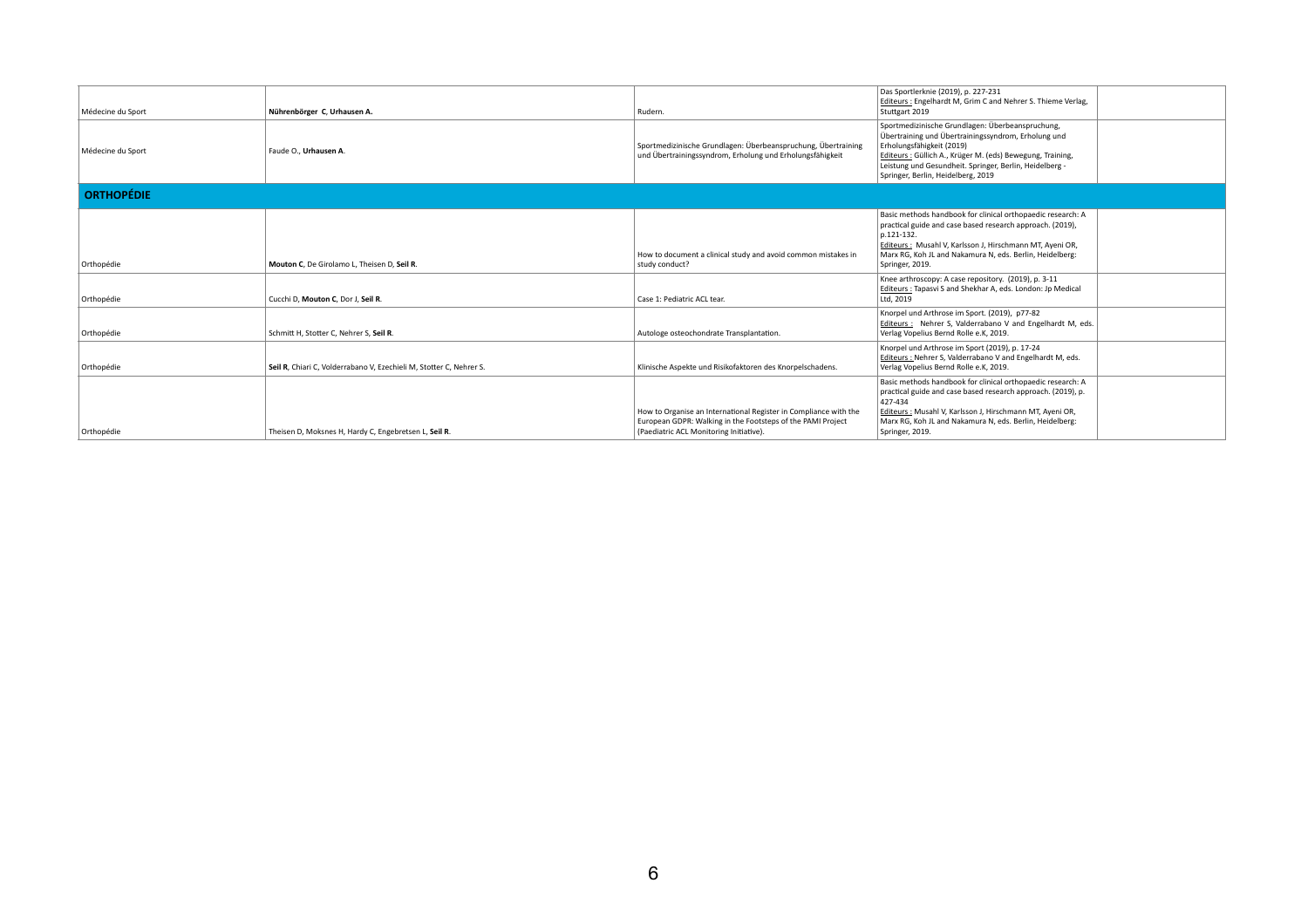| | | | | |
|---|---|---|---|---|
| Médecine du Sport | **Nührenbörger C**, **Urhausen A.** | Rudern. | Das Sportlerknie (2019), p. 227-231<br>Editeurs : Engelhardt M, Grim C and Nehrer S. Thieme Verlag, Stuttgart 2019 | |
| Médecine du Sport | Faude O., **Urhausen A**. | Sportmedizinische Grundlagen: Überbeanspruchung, Übertraining und Übertrainingssyndrom, Erholung und Erholungsfähigkeit | Sportmedizinische Grundlagen: Überbeanspruchung, Übertraining und Übertrainingssyndrom, Erholung und Erholungsfähigkeit (2019)<br>Editeurs : Güllich A., Krüger M. (eds) Bewegung, Training, Leistung und Gesundheit. Springer, Berlin, Heidelberg - Springer, Berlin, Heidelberg, 2019 | |
| **ORTHOPÉDIE** | | | | |
| Orthopédie | **Mouton C**, De Girolamo L, Theisen D, **Seil R**. | How to document a clinical study and avoid common mistakes in study conduct? | Basic methods handbook for clinical orthopaedic research: A practical guide and case based research approach. (2019), p.121-132.<br>Editeurs : Musahl V, Karlsson J, Hirschmann MT, Ayeni OR, Marx RG, Koh JL and Nakamura N, eds. Berlin, Heidelberg: Springer, 2019. | |
| Orthopédie | Cucchi D, **Mouton C**, Dor J, **Seil R**. | Case 1: Pediatric ACL tear. | Knee arthroscopy: A case repository. (2019), p. 3-11<br>Editeurs : Tapasvi S and Shekhar A, eds. London: Jp Medical Ltd, 2019 | |
| Orthopédie | Schmitt H, Stotter C, Nehrer S, **Seil R**. | Autologe osteochondrate Transplantation. | Knorpel und Arthrose im Sport. (2019), p77-82<br>Editeurs : Nehrer S, Valderrabano V and Engelhardt M, eds. Verlag Vopelius Bernd Rolle e.K, 2019. | |
| Orthopédie | **Seil R**, Chiari C, Volderrabano V, Ezechieli M, Stotter C, Nehrer S. | Klinische Aspekte und Risikofaktoren des Knorpelschadens. | Knorpel und Arthrose im Sport (2019), p. 17-24<br>Editeurs : Nehrer S, Valderrabano V and Engelhardt M, eds. Verlag Vopelius Bernd Rolle e.K, 2019. | |
| Orthopédie | Theisen D, Moksnes H, Hardy C, Engebretsen L, **Seil R**. | How to Organise an International Register in Compliance with the European GDPR: Walking in the Footsteps of the PAMI Project (Paediatric ACL Monitoring Initiative). | Basic methods handbook for clinical orthopaedic research: A practical guide and case based research approach. (2019), p. 427-434<br>Editeurs : Musahl V, Karlsson J, Hirschmann MT, Ayeni OR, Marx RG, Koh JL and Nakamura N, eds. Berlin, Heidelberg: Springer, 2019. | |